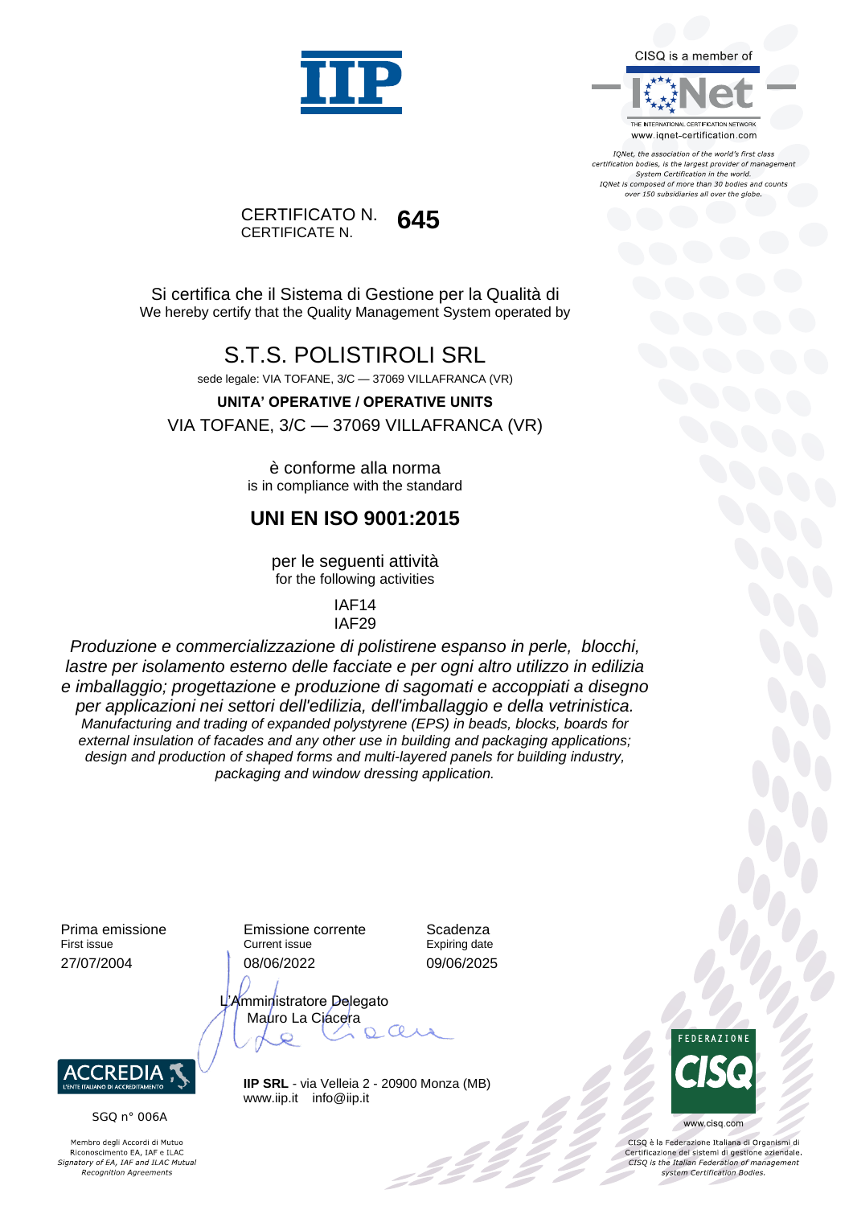IIP

CISQ is a member of

IQNet

THE INTERNATIONAL CERTIFICATION NETWORK
www.iqnet-certification.com

*IQNet, the association of the world's first class certification bodies, is the largest provider of management System Certification in the world. IQNet is composed of more than 30 bodies and counts over 150 subsidiaries all over the globe.*

CERTIFICATO N. **645**
CERTIFICATE N.

Si certifica che il Sistema di Gestione per la Qualità di
We hereby certify that the Quality Management System operated by

# S.T.S. POLISTIROLI SRL

sede legale: VIA TOFANE, 3/C — 37069 VILLAFRANCA (VR)

**UNITA' OPERATIVE / OPERATIVE UNITS**

VIA TOFANE, 3/C — 37069 VILLAFRANCA (VR)

è conforme alla norma
is in compliance with the standard

## UNI EN ISO 9001:2015

per le seguenti attività
for the following activities

IAF14
IAF29

*Produzione e commercializzazione di polistirene espanso in perle, blocchi, lastre per isolamento esterno delle facciate e per ogni altro utilizzo in edilizia e imballaggio; progettazione e produzione di sagomati e accoppiati a disegno per applicazioni nei settori dell'edilizia, dell'imballaggio e della vetrinistica.*
*Manufacturing and trading of expanded polystyrene (EPS) in beads, blocks, boards for external insulation of facades and any other use in building and packaging applications; design and production of shaped forms and multi-layered panels for building industry, packaging and window dressing application.*

| Prima emissione<br>First issue | Emissione corrente<br>Current issue | Scadenza<br>Expiring date |
|---|---|---|
| 27/07/2004 | 08/06/2022 | 09/06/2025 |

L'Amministratore Delegato
Mauro La Ciacera

ACCREDIA
L'ENTE ITALIANO DI ACCREDITAMENTO

SGQ n° 006A

Membro degli Accordi di Mutuo Riconoscimento EA, IAF e ILAC
*Signatory of EA, IAF and ILAC Mutual Recognition Agreements*

**IIP SRL** - via Velleia 2 - 20900 Monza (MB)
www.iip.it info@iip.it

FEDERAZIONE CISQ
www.cisq.com

CISQ è la Federazione Italiana di Organismi di Certificazione dei sistemi di gestione aziendale.
*CISQ is the Italian Federation of management system Certification Bodies.*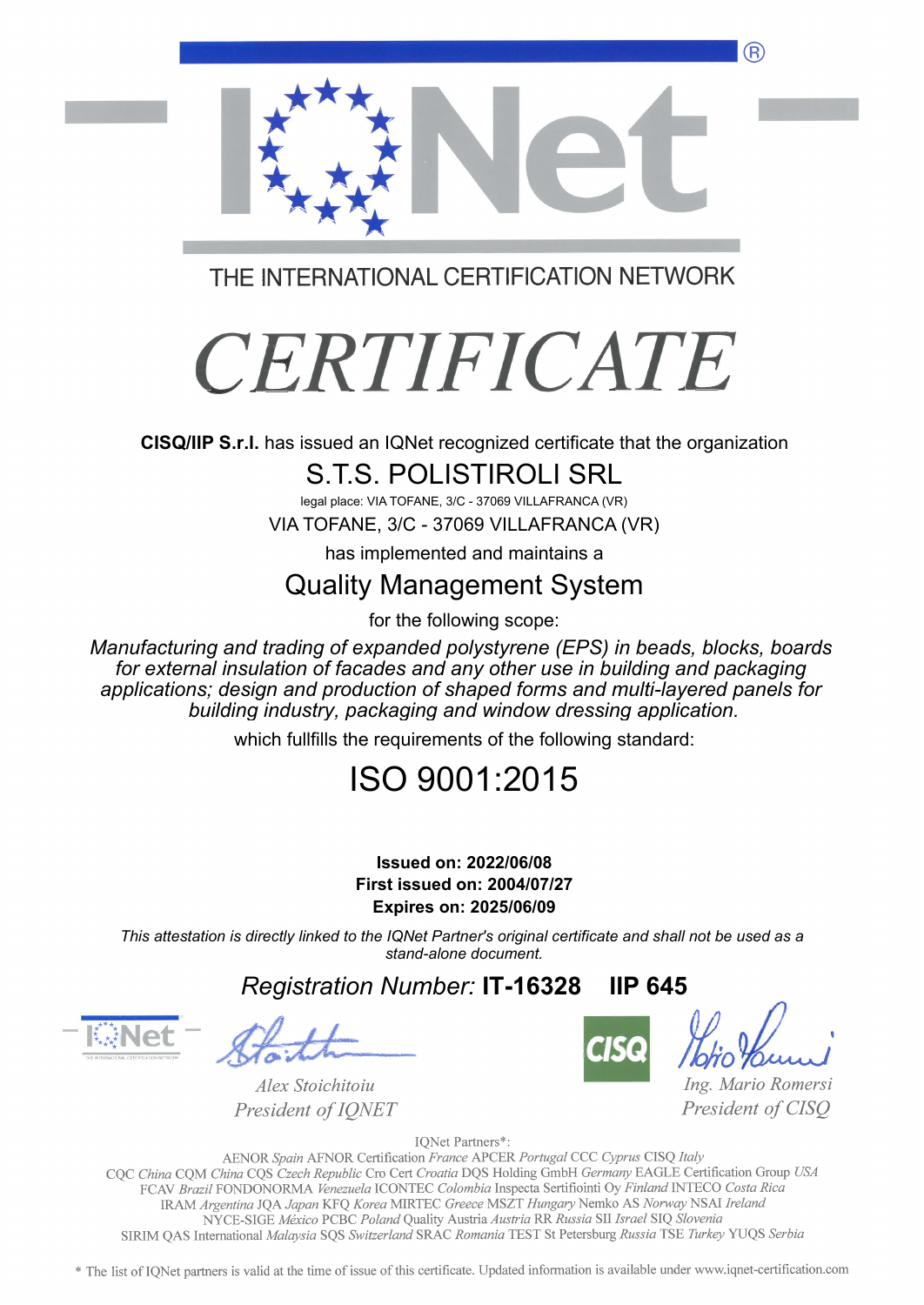# IQNet

THE INTERNATIONAL CERTIFICATION NETWORK

# CERTIFICATE

**CISQ/IIP S.r.l.** has issued an IQNet recognized certificate that the organization

## S.T.S. POLISTIROLI SRL

legal place: VIA TOFANE, 3/C - 37069 VILLAFRANCA (VR)

VIA TOFANE, 3/C - 37069 VILLAFRANCA (VR)

has implemented and maintains a

## Quality Management System

for the following scope:

*Manufacturing and trading of expanded polystyrene (EPS) in beads, blocks, boards for external insulation of facades and any other use in building and packaging applications; design and production of shaped forms and multi-layered panels for building industry, packaging and window dressing application.*

which fullfills the requirements of the following standard:

## ISO 9001:2015

**Issued on: 2022/06/08**
**First issued on: 2004/07/27**
**Expires on: 2025/06/09**

*This attestation is directly linked to the IQNet Partner's original certificate and shall not be used as a stand-alone document.*

*Registration Number:* **IT-16328 IIP 645**

*Alex Stoichitoiu*
*President of IQNET*

*Ing. Mario Romersi*
*President of CISQ*

IQNet Partners*:

AENOR *Spain* AFNOR Certification *France* APCER *Portugal* CCC *Cyprus* CISQ *Italy*
CQC *China* CQM *China* CQS *Czech Republic* Cro Cert *Croatia* DQS Holding GmbH *Germany* EAGLE Certification Group *USA*
FCAV *Brazil* FONDONORMA *Venezuela* ICONTEC *Colombia* Inspecta Sertifiointi Oy *Finland* INTECO *Costa Rica*
IRAM *Argentina* JQA *Japan* KFQ *Korea* MIRTEC *Greece* MSZT *Hungary* Nemko AS *Norway* NSAI *Ireland*
NYCE-SIGE *México* PCBC *Poland* Quality Austria *Austria* RR *Russia* SII *Israel* SIQ *Slovenia*
SIRIM QAS International *Malaysia* SQS *Switzerland* SRAC *Romania* TEST St Petersburg *Russia* TSE *Turkey* YUQS *Serbia*

\* The list of IQNet partners is valid at the time of issue of this certificate. Updated information is available under www.iqnet-certification.com